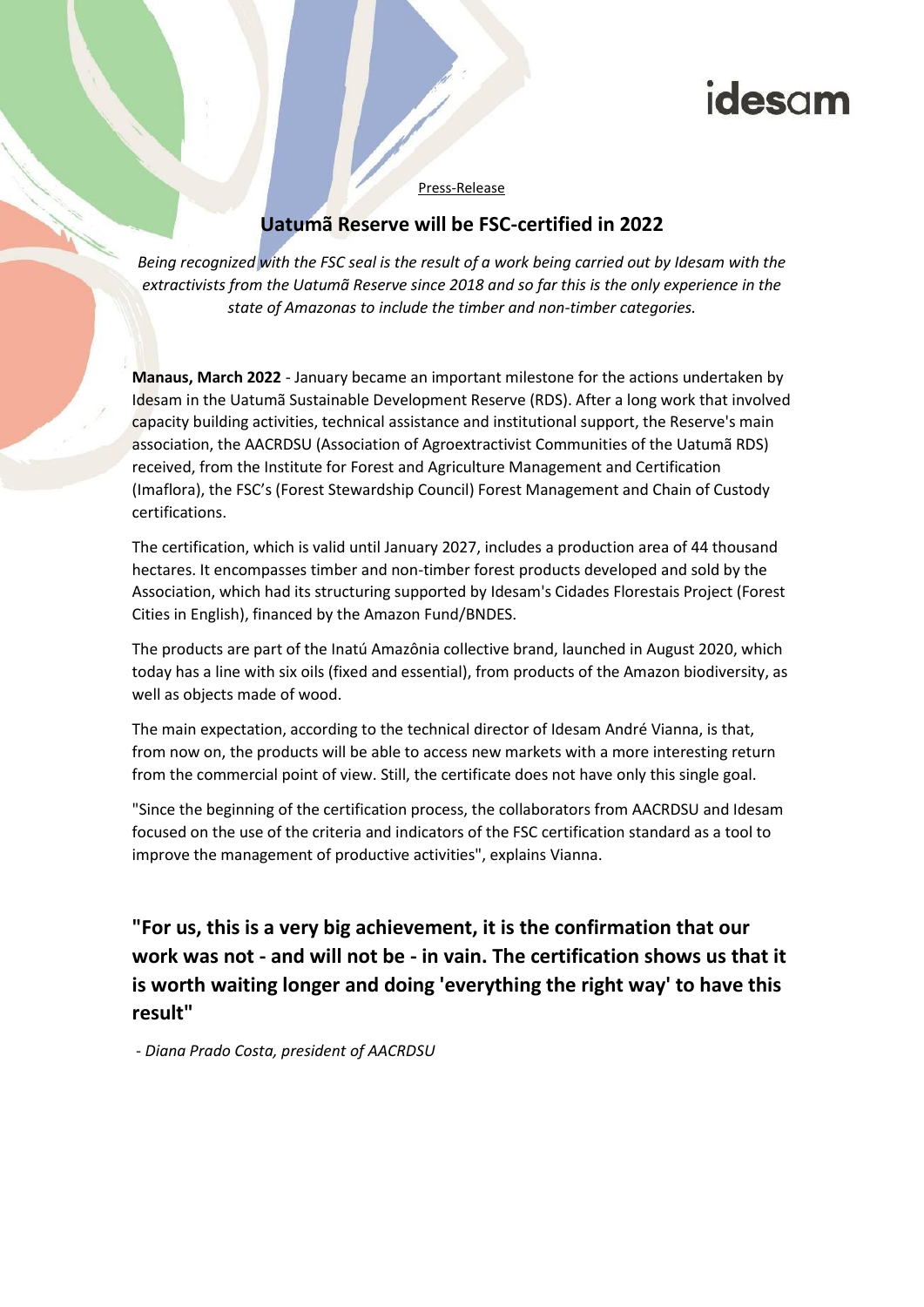idesam

Press-Release

## Uatumã Reserve will be FSC-certified in 2022

*Being recognized with the FSC seal is the result of a work being carried out by Idesam with the extractivists from the Uatumã Reserve since 2018 and so far this is the only experience in the state of Amazonas to include the timber and non-timber categories.*

**Manaus, March 2022** - January became an important milestone for the actions undertaken by Idesam in the Uatumã Sustainable Development Reserve (RDS). After a long work that involved capacity building activities, technical assistance and institutional support, the Reserve's main association, the AACRDSU (Association of Agroextractivist Communities of the Uatumã RDS) received, from the Institute for Forest and Agriculture Management and Certification (Imaflora), the FSC's (Forest Stewardship Council) Forest Management and Chain of Custody certifications.

The certification, which is valid until January 2027, includes a production area of 44 thousand hectares. It encompasses timber and non-timber forest products developed and sold by the Association, which had its structuring supported by Idesam's Cidades Florestais Project (Forest Cities in English), financed by the Amazon Fund/BNDES.

The products are part of the Inatú Amazônia collective brand, launched in August 2020, which today has a line with six oils (fixed and essential), from products of the Amazon biodiversity, as well as objects made of wood.

The main expectation, according to the technical director of Idesam André Vianna, is that, from now on, the products will be able to access new markets with a more interesting return from the commercial point of view. Still, the certificate does not have only this single goal.

"Since the beginning of the certification process, the collaborators from AACRDSU and Idesam focused on the use of the criteria and indicators of the FSC certification standard as a tool to improve the management of productive activities", explains Vianna.

**"For us, this is a very big achievement, it is the confirmation that our work was not - and will not be - in vain. The certification shows us that it is worth waiting longer and doing 'everything the right way' to have this result"**

*- Diana Prado Costa, president of AACRDSU*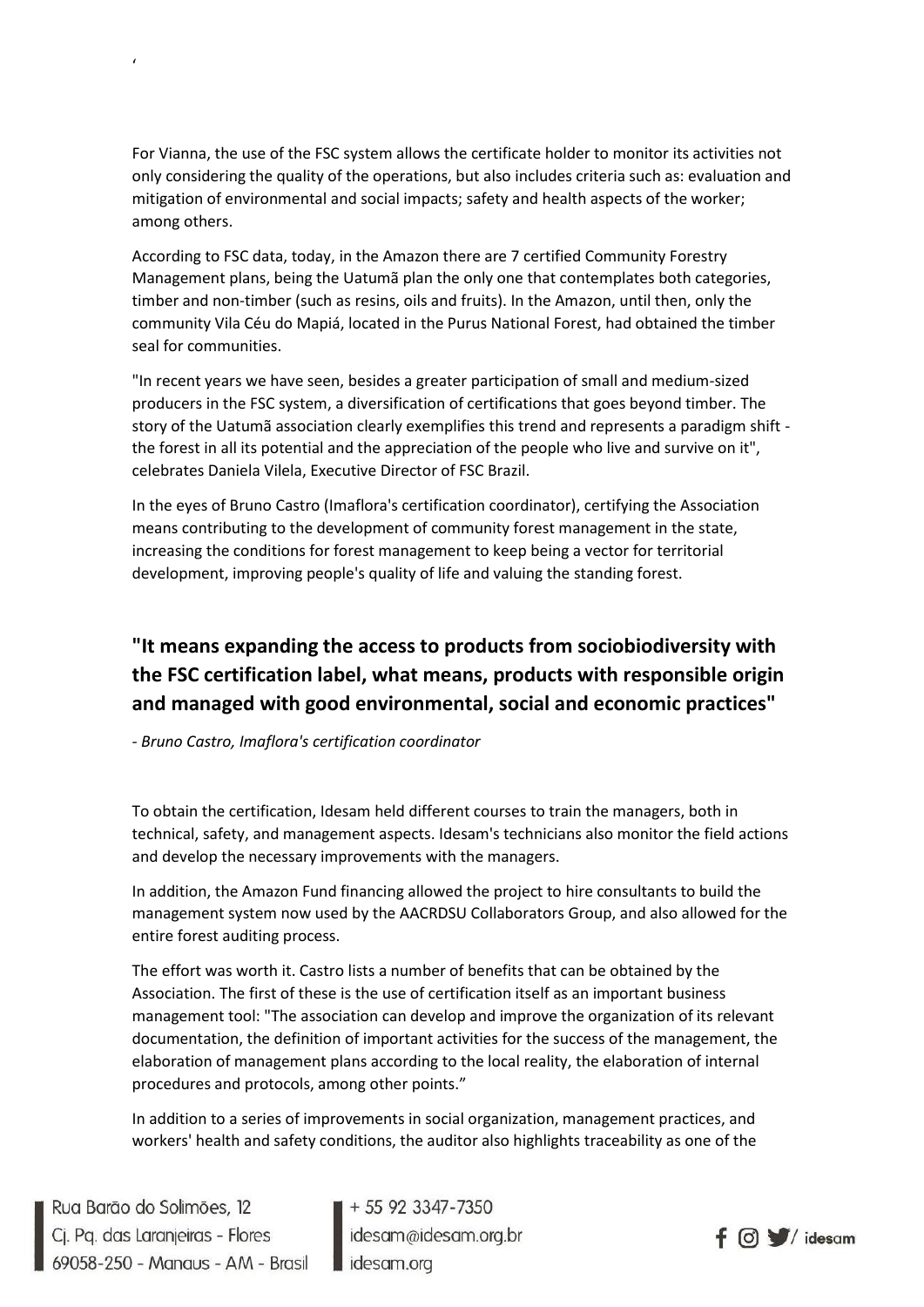For Vianna, the use of the FSC system allows the certificate holder to monitor its activities not only considering the quality of the operations, but also includes criteria such as: evaluation and mitigation of environmental and social impacts; safety and health aspects of the worker; among others.

According to FSC data, today, in the Amazon there are 7 certified Community Forestry Management plans, being the Uatumã plan the only one that contemplates both categories, timber and non-timber (such as resins, oils and fruits). In the Amazon, until then, only the community Vila Céu do Mapiá, located in the Purus National Forest, had obtained the timber seal for communities.

"In recent years we have seen, besides a greater participation of small and medium-sized producers in the FSC system, a diversification of certifications that goes beyond timber. The story of the Uatumã association clearly exemplifies this trend and represents a paradigm shift - the forest in all its potential and the appreciation of the people who live and survive on it", celebrates Daniela Vilela, Executive Director of FSC Brazil.

In the eyes of Bruno Castro (Imaflora's certification coordinator), certifying the Association means contributing to the development of community forest management in the state, increasing the conditions for forest management to keep being a vector for territorial development, improving people's quality of life and valuing the standing forest.

## "It means expanding the access to products from sociobiodiversity with the FSC certification label, what means, products with responsible origin and managed with good environmental, social and economic practices"

*- Bruno Castro, Imaflora's certification coordinator*

To obtain the certification, Idesam held different courses to train the managers, both in technical, safety, and management aspects. Idesam's technicians also monitor the field actions and develop the necessary improvements with the managers.

In addition, the Amazon Fund financing allowed the project to hire consultants to build the management system now used by the AACRDSU Collaborators Group, and also allowed for the entire forest auditing process.

The effort was worth it. Castro lists a number of benefits that can be obtained by the Association. The first of these is the use of certification itself as an important business management tool: "The association can develop and improve the organization of its relevant documentation, the definition of important activities for the success of the management, the elaboration of management plans according to the local reality, the elaboration of internal procedures and protocols, among other points."

In addition to a series of improvements in social organization, management practices, and workers' health and safety conditions, the auditor also highlights traceability as one of the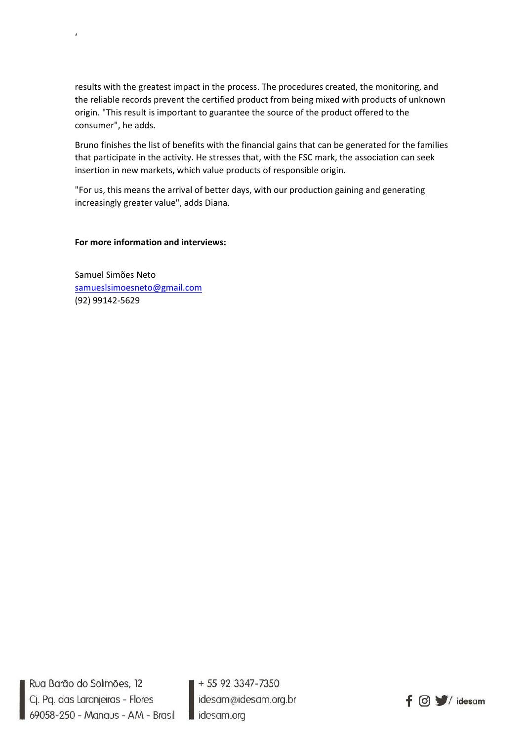results with the greatest impact in the process. The procedures created, the monitoring, and the reliable records prevent the certified product from being mixed with products of unknown origin. "This result is important to guarantee the source of the product offered to the consumer", he adds.

Bruno finishes the list of benefits with the financial gains that can be generated for the families that participate in the activity. He stresses that, with the FSC mark, the association can seek insertion in new markets, which value products of responsible origin.

"For us, this means the arrival of better days, with our production gaining and generating increasingly greater value", adds Diana.

**For more information and interviews:**

Samuel Simões Neto
samueslsimoesneto@gmail.com
(92) 99142-5629